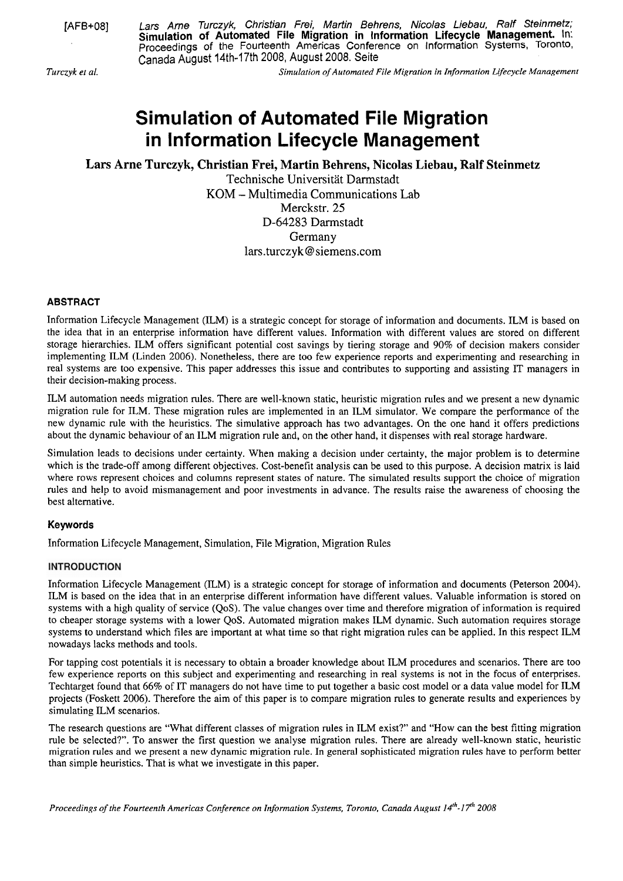[AFB+08] Lars Arne Turczyk, Christian Frei, Martin Behrens, Nicolas Liebau, Ralf Steinmetz; **Simulation of Automated File Migration in Information Lifecycle Management.** In: Proceedings of the Fourteenth Americas Conference on Information Systems, Toronto, Canada August 14th-17th 2008, August 2008. Seite

# Simulation of Automated File Migration in Information Lifecycle Management

**Lars Arne Turczyk, Christian Frei, Martin Behrens, Nicolas Liebau, Ralf Steinmetz**

Technische Universität Darmstadt
KOM – Multimedia Communications Lab
Merckstr. 25
D-64283 Darmstadt
Germany
lars.turczyk@siemens.com

### ABSTRACT

Information Lifecycle Management (ILM) is a strategic concept for storage of information and documents. ILM is based on the idea that in an enterprise information have different values. Information with different values are stored on different storage hierarchies. ILM offers significant potential cost savings by tiering storage and 90% of decision makers consider implementing ILM (Linden 2006). Nonetheless, there are too few experience reports and experimenting and researching in real systems are too expensive. This paper addresses this issue and contributes to supporting and assisting IT managers in their decision-making process.

ILM automation needs migration rules. There are well-known static, heuristic migration rules and we present a new dynamic migration rule for ILM. These migration rules are implemented in an ILM simulator. We compare the performance of the new dynamic rule with the heuristics. The simulative approach has two advantages. On the one hand it offers predictions about the dynamic behaviour of an ILM migration rule and, on the other hand, it dispenses with real storage hardware.

Simulation leads to decisions under certainty. When making a decision under certainty, the major problem is to determine which is the trade-off among different objectives. Cost-benefit analysis can be used to this purpose. A decision matrix is laid where rows represent choices and columns represent states of nature. The simulated results support the choice of migration rules and help to avoid mismanagement and poor investments in advance. The results raise the awareness of choosing the best alternative.

### Keywords

Information Lifecycle Management, Simulation, File Migration, Migration Rules

### INTRODUCTION

Information Lifecycle Management (ILM) is a strategic concept for storage of information and documents (Peterson 2004). ILM is based on the idea that in an enterprise different information have different values. Valuable information is stored on systems with a high quality of service (QoS). The value changes over time and therefore migration of information is required to cheaper storage systems with a lower QoS. Automated migration makes ILM dynamic. Such automation requires storage systems to understand which files are important at what time so that right migration rules can be applied. In this respect ILM nowadays lacks methods and tools.

For tapping cost potentials it is necessary to obtain a broader knowledge about ILM procedures and scenarios. There are too few experience reports on this subject and experimenting and researching in real systems is not in the focus of enterprises. Techtarget found that 66% of IT managers do not have time to put together a basic cost model or a data value model for ILM projects (Foskett 2006). Therefore the aim of this paper is to compare migration rules to generate results and experiences by simulating ILM scenarios.

The research questions are "What different classes of migration rules in ILM exist?" and "How can the best fitting migration rule be selected?". To answer the first question we analyse migration rules. There are already well-known static, heuristic migration rules and we present a new dynamic migration rule. In general sophisticated migration rules have to perform better than simple heuristics. That is what we investigate in this paper.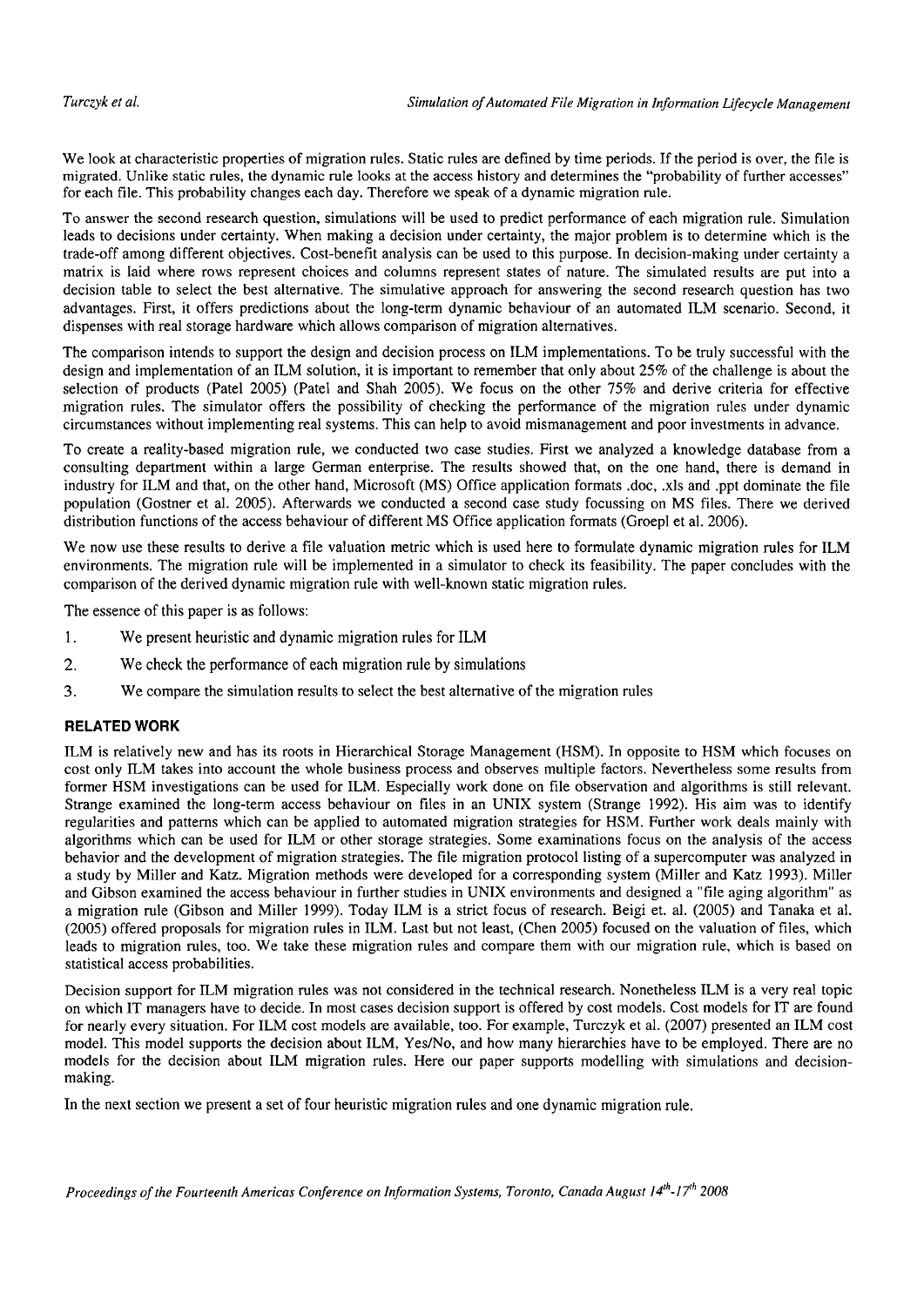We look at characteristic properties of migration rules. Static rules are defined by time periods. If the period is over, the file is migrated. Unlike static rules, the dynamic rule looks at the access history and determines the "probability of further accesses" for each file. This probability changes each day. Therefore we speak of a dynamic migration rule.

To answer the second research question, simulations will be used to predict performance of each migration rule. Simulation leads to decisions under certainty. When making a decision under certainty, the major problem is to determine which is the trade-off among different objectives. Cost-benefit analysis can be used to this purpose. In decision-making under certainty a matrix is laid where rows represent choices and columns represent states of nature. The simulated results are put into a decision table to select the best alternative. The simulative approach for answering the second research question has two advantages. First, it offers predictions about the long-term dynamic behaviour of an automated ILM scenario. Second, it dispenses with real storage hardware which allows comparison of migration alternatives.

The comparison intends to support the design and decision process on ILM implementations. To be truly successful with the design and implementation of an ILM solution, it is important to remember that only about 25% of the challenge is about the selection of products (Patel 2005) (Patel and Shah 2005). We focus on the other 75% and derive criteria for effective migration rules. The simulator offers the possibility of checking the performance of the migration rules under dynamic circumstances without implementing real systems. This can help to avoid mismanagement and poor investments in advance.

To create a reality-based migration rule, we conducted two case studies. First we analyzed a knowledge database from a consulting department within a large German enterprise. The results showed that, on the one hand, there is demand in industry for ILM and that, on the other hand, Microsoft (MS) Office application formats .doc, .xls and .ppt dominate the file population (Gostner et al. 2005). Afterwards we conducted a second case study focussing on MS files. There we derived distribution functions of the access behaviour of different MS Office application formats (Groepl et al. 2006).

We now use these results to derive a file valuation metric which is used here to formulate dynamic migration rules for ILM environments. The migration rule will be implemented in a simulator to check its feasibility. The paper concludes with the comparison of the derived dynamic migration rule with well-known static migration rules.

The essence of this paper is as follows:

1. We present heuristic and dynamic migration rules for ILM
2. We check the performance of each migration rule by simulations
3. We compare the simulation results to select the best alternative of the migration rules

## RELATED WORK

ILM is relatively new and has its roots in Hierarchical Storage Management (HSM). In opposite to HSM which focuses on cost only ILM takes into account the whole business process and observes multiple factors. Nevertheless some results from former HSM investigations can be used for ILM. Especially work done on file observation and algorithms is still relevant. Strange examined the long-term access behaviour on files in an UNIX system (Strange 1992). His aim was to identify regularities and patterns which can be applied to automated migration strategies for HSM. Further work deals mainly with algorithms which can be used for ILM or other storage strategies. Some examinations focus on the analysis of the access behavior and the development of migration strategies. The file migration protocol listing of a supercomputer was analyzed in a study by Miller and Katz. Migration methods were developed for a corresponding system (Miller and Katz 1993). Miller and Gibson examined the access behaviour in further studies in UNIX environments and designed a "file aging algorithm" as a migration rule (Gibson and Miller 1999). Today ILM is a strict focus of research. Beigi et. al. (2005) and Tanaka et al. (2005) offered proposals for migration rules in ILM. Last but not least, (Chen 2005) focused on the valuation of files, which leads to migration rules, too. We take these migration rules and compare them with our migration rule, which is based on statistical access probabilities.

Decision support for ILM migration rules was not considered in the technical research. Nonetheless ILM is a very real topic on which IT managers have to decide. In most cases decision support is offered by cost models. Cost models for IT are found for nearly every situation. For ILM cost models are available, too. For example, Turczyk et al. (2007) presented an ILM cost model. This model supports the decision about ILM, Yes/No, and how many hierarchies have to be employed. There are no models for the decision about ILM migration rules. Here our paper supports modelling with simulations and decision-making.

In the next section we present a set of four heuristic migration rules and one dynamic migration rule.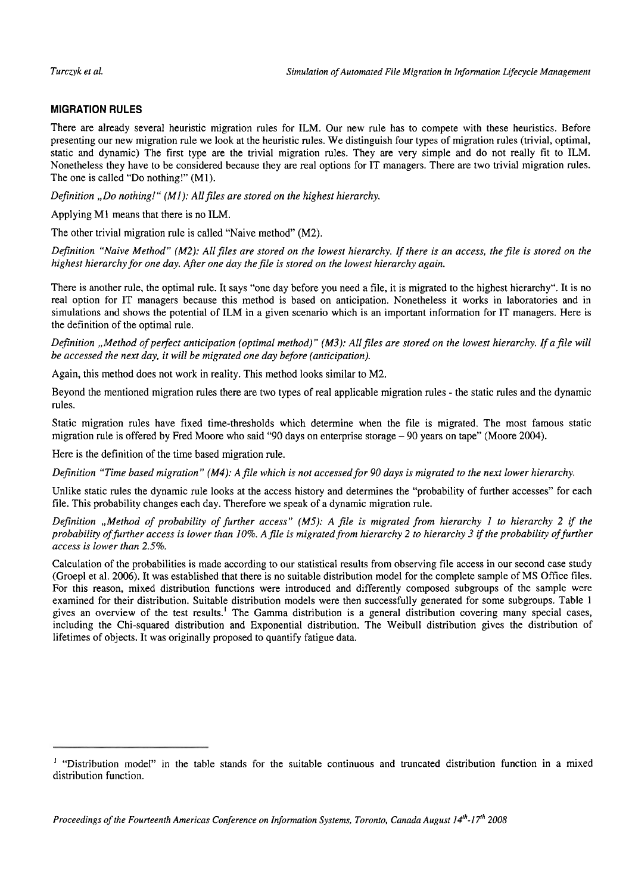## MIGRATION RULES

There are already several heuristic migration rules for ILM. Our new rule has to compete with these heuristics. Before presenting our new migration rule we look at the heuristic rules. We distinguish four types of migration rules (trivial, optimal, static and dynamic) The first type are the trivial migration rules. They are very simple and do not really fit to ILM. Nonetheless they have to be considered because they are real options for IT managers. There are two trivial migration rules. The one is called "Do nothing!" (M1).

*Definition „Do nothing!" (M1): All files are stored on the highest hierarchy.*

Applying M1 means that there is no ILM.

The other trivial migration rule is called "Naive method" (M2).

*Definition "Naive Method" (M2): All files are stored on the lowest hierarchy. If there is an access, the file is stored on the highest hierarchy for one day. After one day the file is stored on the lowest hierarchy again.*

There is another rule, the optimal rule. It says "one day before you need a file, it is migrated to the highest hierarchy". It is no real option for IT managers because this method is based on anticipation. Nonetheless it works in laboratories and in simulations and shows the potential of ILM in a given scenario which is an important information for IT managers. Here is the definition of the optimal rule.

*Definition „Method of perfect anticipation (optimal method)" (M3): All files are stored on the lowest hierarchy. If a file will be accessed the next day, it will be migrated one day before (anticipation).*

Again, this method does not work in reality. This method looks similar to M2.

Beyond the mentioned migration rules there are two types of real applicable migration rules - the static rules and the dynamic rules.

Static migration rules have fixed time-thresholds which determine when the file is migrated. The most famous static migration rule is offered by Fred Moore who said "90 days on enterprise storage – 90 years on tape" (Moore 2004).

Here is the definition of the time based migration rule.

*Definition "Time based migration" (M4): A file which is not accessed for 90 days is migrated to the next lower hierarchy.*

Unlike static rules the dynamic rule looks at the access history and determines the "probability of further accesses" for each file. This probability changes each day. Therefore we speak of a dynamic migration rule.

*Definition „Method of probability of further access" (M5): A file is migrated from hierarchy 1 to hierarchy 2 if the probability of further access is lower than 10%. A file is migrated from hierarchy 2 to hierarchy 3 if the probability of further access is lower than 2.5%.*

Calculation of the probabilities is made according to our statistical results from observing file access in our second case study (Groepl et al. 2006). It was established that there is no suitable distribution model for the complete sample of MS Office files. For this reason, mixed distribution functions were introduced and differently composed subgroups of the sample were examined for their distribution. Suitable distribution models were then successfully generated for some subgroups. Table 1 gives an overview of the test results.[1] The Gamma distribution is a general distribution covering many special cases, including the Chi-squared distribution and Exponential distribution. The Weibull distribution gives the distribution of lifetimes of objects. It was originally proposed to quantify fatigue data.

---

[1] "Distribution model" in the table stands for the suitable continuous and truncated distribution function in a mixed distribution function.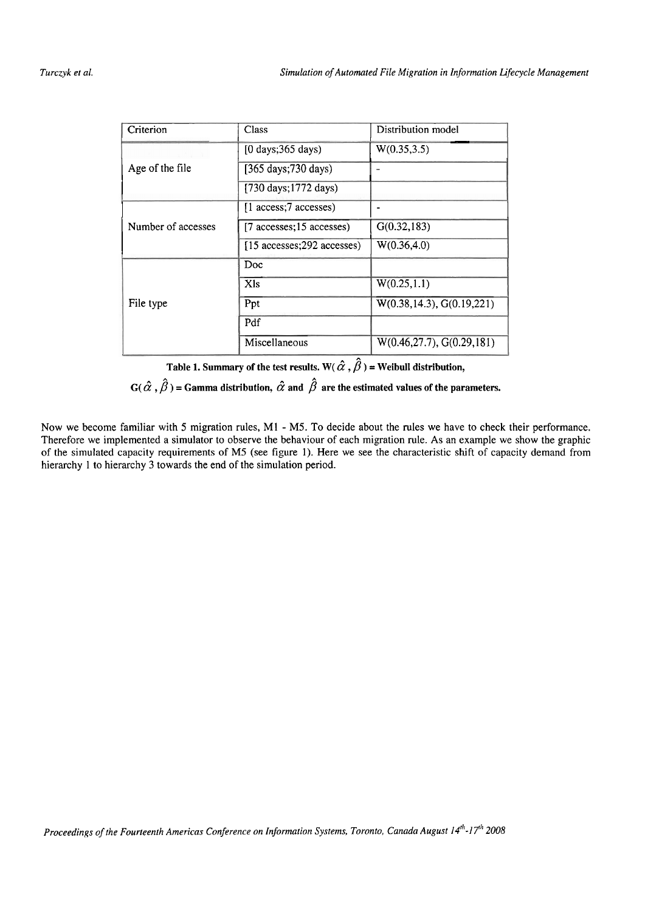| Criterion | Class | Distribution model |
|---|---|---|
| Age of the file | [0 days;365 days) | W(0.35,3.5) |
| | [365 days;730 days) | - |
| | [730 days;1772 days) | |
| Number of accesses | [1 access;7 accesses) | - |
| | [7 accesses;15 accesses) | G(0.32,183) |
| | [15 accesses;292 accesses) | W(0.36,4.0) |
| File type | Doc | |
| | Xls | W(0.25,1.1) |
| | Ppt | W(0.38,14.3), G(0.19,221) |
| | Pdf | |
| | Miscellaneous | W(0.46,27.7), G(0.29,181) |

**Table 1. Summary of the test results. W($\hat{\alpha}$ , $\hat{\beta}$) = Weibull distribution, G($\hat{\alpha}$ , $\hat{\beta}$) = Gamma distribution, $\hat{\alpha}$ and $\hat{\beta}$ are the estimated values of the parameters.**

Now we become familiar with 5 migration rules, M1 - M5. To decide about the rules we have to check their performance. Therefore we implemented a simulator to observe the behaviour of each migration rule. As an example we show the graphic of the simulated capacity requirements of M5 (see figure 1). Here we see the characteristic shift of capacity demand from hierarchy 1 to hierarchy 3 towards the end of the simulation period.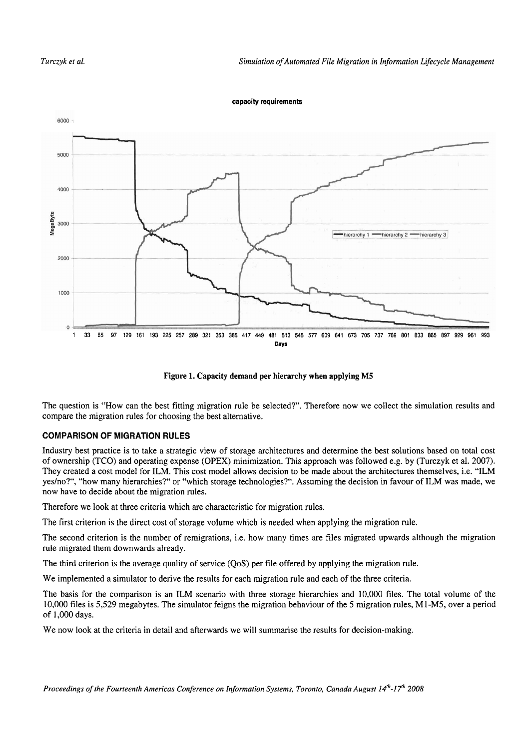Figure 1. Capacity demand per hierarchy when applying M5

The question is "How can the best fitting migration rule be selected?". Therefore now we collect the simulation results and compare the migration rules for choosing the best alternative.

### COMPARISON OF MIGRATION RULES

Industry best practice is to take a strategic view of storage architectures and determine the best solutions based on total cost of ownership (TCO) and operating expense (OPEX) minimization. This approach was followed e.g. by (Turczyk et al. 2007). They created a cost model for ILM. This cost model allows decision to be made about the architectures themselves, i.e. "ILM yes/no?", "how many hierarchies?" or "which storage technologies?". Assuming the decision in favour of ILM was made, we now have to decide about the migration rules.

Therefore we look at three criteria which are characteristic for migration rules.

The first criterion is the direct cost of storage volume which is needed when applying the migration rule.

The second criterion is the number of remigrations, i.e. how many times are files migrated upwards although the migration rule migrated them downwards already.

The third criterion is the average quality of service (QoS) per file offered by applying the migration rule.

We implemented a simulator to derive the results for each migration rule and each of the three criteria.

The basis for the comparison is an ILM scenario with three storage hierarchies and 10,000 files. The total volume of the 10,000 files is 5,529 megabytes. The simulator feigns the migration behaviour of the 5 migration rules, M1-M5, over a period of 1,000 days.

We now look at the criteria in detail and afterwards we will summarise the results for decision-making.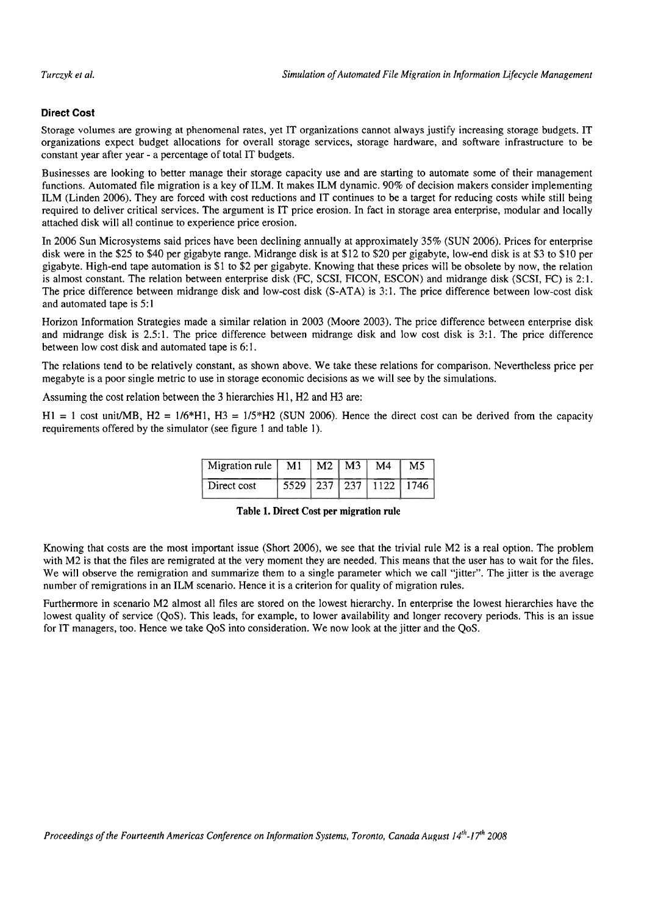### Direct Cost

Storage volumes are growing at phenomenal rates, yet IT organizations cannot always justify increasing storage budgets. IT organizations expect budget allocations for overall storage services, storage hardware, and software infrastructure to be constant year after year - a percentage of total IT budgets.

Businesses are looking to better manage their storage capacity use and are starting to automate some of their management functions. Automated file migration is a key of ILM. It makes ILM dynamic. 90% of decision makers consider implementing ILM (Linden 2006). They are forced with cost reductions and IT continues to be a target for reducing costs while still being required to deliver critical services. The argument is IT price erosion. In fact in storage area enterprise, modular and locally attached disk will all continue to experience price erosion.

In 2006 Sun Microsystems said prices have been declining annually at approximately 35% (SUN 2006). Prices for enterprise disk were in the $25 to $40 per gigabyte range. Midrange disk is at $12 to $20 per gigabyte, low-end disk is at $3 to $10 per gigabyte. High-end tape automation is $1 to $2 per gigabyte. Knowing that these prices will be obsolete by now, the relation is almost constant. The relation between enterprise disk (FC, SCSI, FICON, ESCON) and midrange disk (SCSI, FC) is 2:1. The price difference between midrange disk and low-cost disk (S-ATA) is 3:1. The price difference between low-cost disk and automated tape is 5:1

Horizon Information Strategies made a similar relation in 2003 (Moore 2003). The price difference between enterprise disk and midrange disk is 2.5:1. The price difference between midrange disk and low cost disk is 3:1. The price difference between low cost disk and automated tape is 6:1.

The relations tend to be relatively constant, as shown above. We take these relations for comparison. Nevertheless price per megabyte is a poor single metric to use in storage economic decisions as we will see by the simulations.

Assuming the cost relation between the 3 hierarchies H1, H2 and H3 are:

H1 = 1 cost unit/MB, H2 = 1/6*H1, H3 = 1/5*H2 (SUN 2006). Hence the direct cost can be derived from the capacity requirements offered by the simulator (see figure 1 and table 1).

| Migration rule | M1 | M2 | M3 | M4 | M5 |
|---|---|---|---|---|---|
| Direct cost | 5529 | 237 | 237 | 1122 | 1746 |

**Table 1. Direct Cost per migration rule**

Knowing that costs are the most important issue (Short 2006), we see that the trivial rule M2 is a real option. The problem with M2 is that the files are remigrated at the very moment they are needed. This means that the user has to wait for the files. We will observe the remigration and summarize them to a single parameter which we call "jitter". The jitter is the average number of remigrations in an ILM scenario. Hence it is a criterion for quality of migration rules.

Furthermore in scenario M2 almost all files are stored on the lowest hierarchy. In enterprise the lowest hierarchies have the lowest quality of service (QoS). This leads, for example, to lower availability and longer recovery periods. This is an issue for IT managers, too. Hence we take QoS into consideration. We now look at the jitter and the QoS.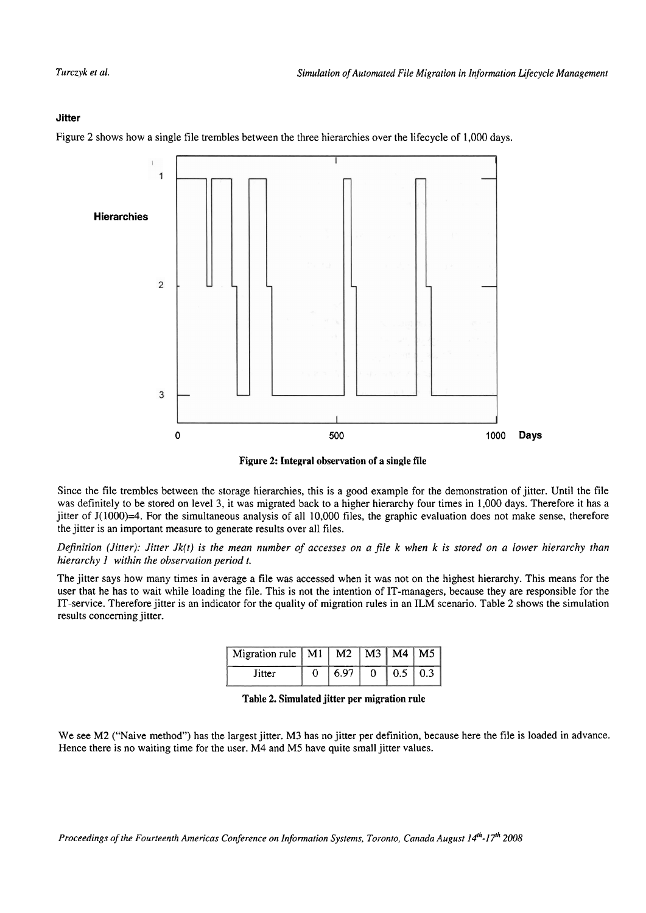### Jitter

Figure 2 shows how a single file trembles between the three hierarchies over the lifecycle of 1,000 days.

Figure 2: Integral observation of a single file

Since the file trembles between the storage hierarchies, this is a good example for the demonstration of jitter. Until the file was definitely to be stored on level 3, it was migrated back to a higher hierarchy four times in 1,000 days. Therefore it has a jitter of J(1000)=4. For the simultaneous analysis of all 10,000 files, the graphic evaluation does not make sense, therefore the jitter is an important measure to generate results over all files.

*Definition (Jitter): Jitter Jk(t) is the mean number of accesses on a file k when k is stored on a lower hierarchy than hierarchy 1 within the observation period t.*

The jitter says how many times in average a file was accessed when it was not on the highest hierarchy. This means for the user that he has to wait while loading the file. This is not the intention of IT-managers, because they are responsible for the IT-service. Therefore jitter is an indicator for the quality of migration rules in an ILM scenario. Table 2 shows the simulation results concerning jitter.

| Migration rule | M1 | M2 | M3 | M4 | M5 |
|---|---|---|---|---|---|
| Jitter | 0 | 6.97 | 0 | 0.5 | 0.3 |

**Table 2. Simulated jitter per migration rule**

We see M2 ("Naive method") has the largest jitter. M3 has no jitter per definition, because here the file is loaded in advance. Hence there is no waiting time for the user. M4 and M5 have quite small jitter values.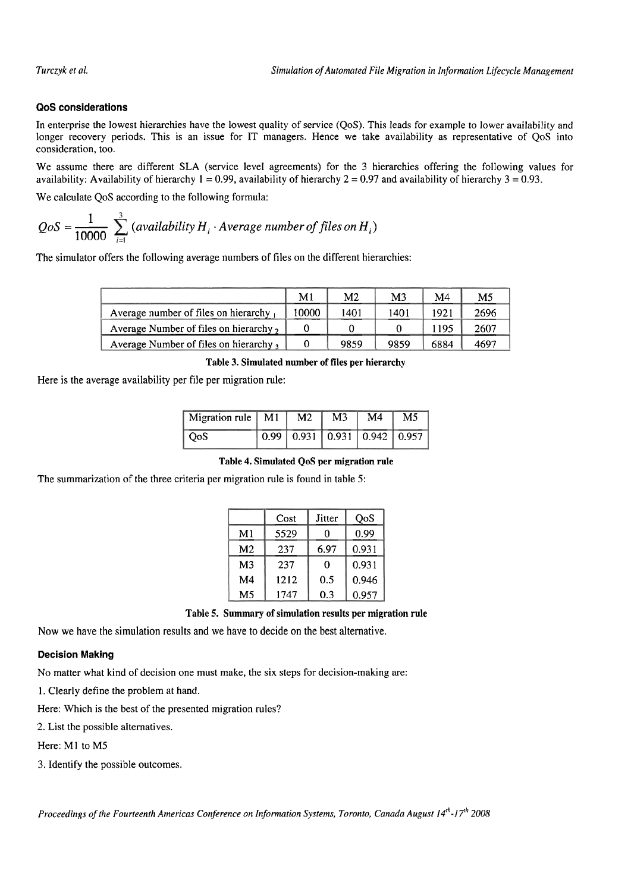### QoS considerations

In enterprise the lowest hierarchies have the lowest quality of service (QoS). This leads for example to lower availability and longer recovery periods. This is an issue for IT managers. Hence we take availability as representative of QoS into consideration, too.

We assume there are different SLA (service level agreements) for the 3 hierarchies offering the following values for availability: Availability of hierarchy 1 = 0.99, availability of hierarchy 2 = 0.97 and availability of hierarchy 3 = 0.93.

We calculate QoS according to the following formula:

$$QoS = \frac{1}{10000} \sum_{i=1}^{3} (availability\ H_i \cdot Average\ number\ of\ files\ on\ H_i)$$

The simulator offers the following average numbers of files on the different hierarchies:

| | M1 | M2 | M3 | M4 | M5 |
|---|---|---|---|---|---|
| Average number of files on hierarchy $_1$ | 10000 | 1401 | 1401 | 1921 | 2696 |
| Average Number of files on hierarchy $_2$ | 0 | 0 | 0 | 1195 | 2607 |
| Average Number of files on hierarchy $_3$ | 0 | 9859 | 9859 | 6884 | 4697 |

**Table 3. Simulated number of files per hierarchy**

Here is the average availability per file per migration rule:

| Migration rule | M1 | M2 | M3 | M4 | M5 |
|---|---|---|---|---|---|
| QoS | 0.99 | 0.931 | 0.931 | 0.942 | 0.957 |

**Table 4. Simulated QoS per migration rule**

The summarization of the three criteria per migration rule is found in table 5:

| | Cost | Jitter | QoS |
|---|---|---|---|
| M1 | 5529 | 0 | 0.99 |
| M2 | 237 | 6.97 | 0.931 |
| M3 | 237 | 0 | 0.931 |
| M4 | 1212 | 0.5 | 0.946 |
| M5 | 1747 | 0.3 | 0.957 |

**Table 5. Summary of simulation results per migration rule**

Now we have the simulation results and we have to decide on the best alternative.

### Decision Making

No matter what kind of decision one must make, the six steps for decision-making are:

1. Clearly define the problem at hand.

Here: Which is the best of the presented migration rules?

2. List the possible alternatives.

Here: M1 to M5

3. Identify the possible outcomes.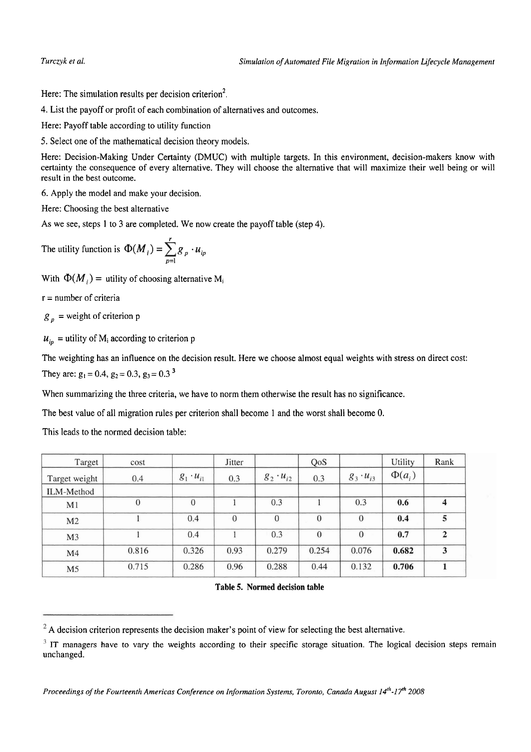Here: The simulation results per decision criterion[2].

4. List the payoff or profit of each combination of alternatives and outcomes.

Here: Payoff table according to utility function

5. Select one of the mathematical decision theory models.

Here: Decision-Making Under Certainty (DMUC) with multiple targets. In this environment, decision-makers know with certainty the consequence of every alternative. They will choose the alternative that will maximize their well being or will result in the best outcome.

6. Apply the model and make your decision.

Here: Choosing the best alternative

As we see, steps 1 to 3 are completed. We now create the payoff table (step 4).

The utility function is $\Phi(M_i) = \sum_{p=1}^{r} g_p \cdot u_{ip}$

With $\Phi(M_i) =$ utility of choosing alternative $M_i$

r = number of criteria

$g_p$ = weight of criterion p

$u_{ip}$ = utility of $M_i$ according to criterion p

The weighting has an influence on the decision result. Here we choose almost equal weights with stress on direct cost:

They are: $g_1 = 0.4$, $g_2 = 0.3$, $g_3 = 0.3$ [3]

When summarizing the three criteria, we have to norm them otherwise the result has no significance.

The best value of all migration rules per criterion shall become 1 and the worst shall become 0.

This leads to the normed decision table:

| Target | cost | | Jitter | | QoS | | Utility | Rank |
|---|---|---|---|---|---|---|---|---|
| Target weight | 0.4 | $g_1 \cdot u_{i1}$ | 0.3 | $g_2 \cdot u_{i2}$ | 0.3 | $g_3 \cdot u_{i3}$ | $\Phi(a_i)$ | |
| ILM-Method | | | | | | | | |
| M1 | 0 | 0 | 1 | 0.3 | 1 | 0.3 | **0.6** | **4** |
| M2 | 1 | 0.4 | 0 | 0 | 0 | 0 | **0.4** | **5** |
| M3 | 1 | 0.4 | 1 | 0.3 | 0 | 0 | **0.7** | **2** |
| M4 | 0.816 | 0.326 | 0.93 | 0.279 | 0.254 | 0.076 | **0.682** | **3** |
| M5 | 0.715 | 0.286 | 0.96 | 0.288 | 0.44 | 0.132 | **0.706** | **1** |

**Table 5. Normed decision table**

---

[2] A decision criterion represents the decision maker's point of view for selecting the best alternative.

[3] IT managers have to vary the weights according to their specific storage situation. The logical decision steps remain unchanged.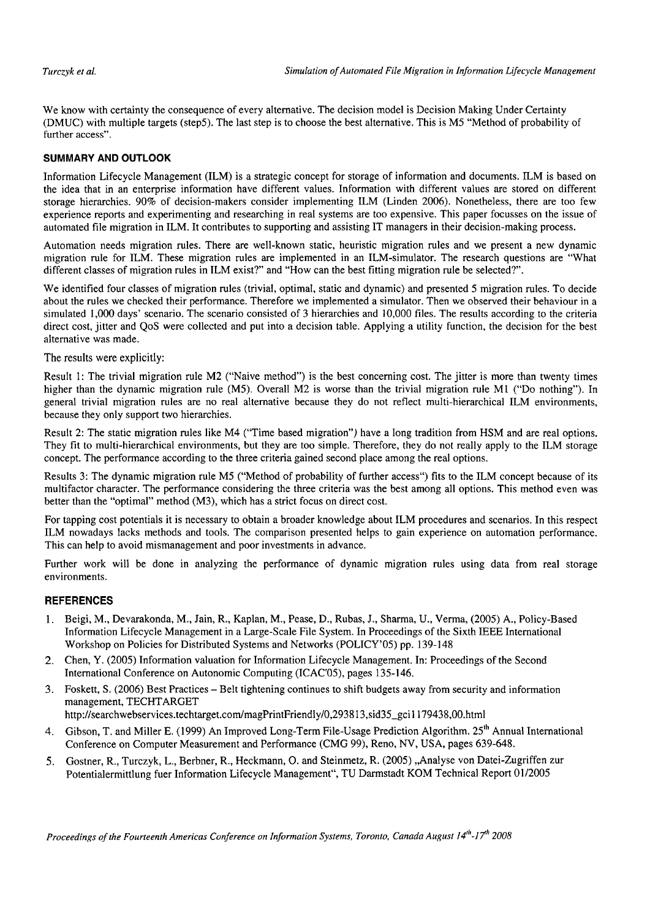We know with certainty the consequence of every alternative. The decision model is Decision Making Under Certainty (DMUC) with multiple targets (step5). The last step is to choose the best alternative. This is M5 "Method of probability of further access".

## SUMMARY AND OUTLOOK

Information Lifecycle Management (ILM) is a strategic concept for storage of information and documents. ILM is based on the idea that in an enterprise information have different values. Information with different values are stored on different storage hierarchies. 90% of decision-makers consider implementing ILM (Linden 2006). Nonetheless, there are too few experience reports and experimenting and researching in real systems are too expensive. This paper focusses on the issue of automated file migration in ILM. It contributes to supporting and assisting IT managers in their decision-making process.

Automation needs migration rules. There are well-known static, heuristic migration rules and we present a new dynamic migration rule for ILM. These migration rules are implemented in an ILM-simulator. The research questions are "What different classes of migration rules in ILM exist?" and "How can the best fitting migration rule be selected?".

We identified four classes of migration rules (trivial, optimal, static and dynamic) and presented 5 migration rules. To decide about the rules we checked their performance. Therefore we implemented a simulator. Then we observed their behaviour in a simulated 1,000 days' scenario. The scenario consisted of 3 hierarchies and 10,000 files. The results according to the criteria direct cost, jitter and QoS were collected and put into a decision table. Applying a utility function, the decision for the best alternative was made.

The results were explicitly:

Result 1: The trivial migration rule M2 ("Naive method") is the best concerning cost. The jitter is more than twenty times higher than the dynamic migration rule (M5). Overall M2 is worse than the trivial migration rule M1 ("Do nothing"). In general trivial migration rules are no real alternative because they do not reflect multi-hierarchical ILM environments, because they only support two hierarchies.

Result 2: The static migration rules like M4 ("Time based migration") have a long tradition from HSM and are real options. They fit to multi-hierarchical environments, but they are too simple. Therefore, they do not really apply to the ILM storage concept. The performance according to the three criteria gained second place among the real options.

Results 3: The dynamic migration rule M5 ("Method of probability of further access") fits to the ILM concept because of its multifactor character. The performance considering the three criteria was the best among all options. This method even was better than the "optimal" method (M3), which has a strict focus on direct cost.

For tapping cost potentials it is necessary to obtain a broader knowledge about ILM procedures and scenarios. In this respect ILM nowadays lacks methods and tools. The comparison presented helps to gain experience on automation performance. This can help to avoid mismanagement and poor investments in advance.

Further work will be done in analyzing the performance of dynamic migration rules using data from real storage environments.

## REFERENCES

1. Beigi, M., Devarakonda, M., Jain, R., Kaplan, M., Pease, D., Rubas, J., Sharma, U., Verma, (2005) A., Policy-Based Information Lifecycle Management in a Large-Scale File System. In Proceedings of the Sixth IEEE International Workshop on Policies for Distributed Systems and Networks (POLICY'05) pp. 139-148
2. Chen, Y. (2005) Information valuation for Information Lifecycle Management. In: Proceedings of the Second International Conference on Autonomic Computing (ICAC'05), pages 135-146.
3. Foskett, S. (2006) Best Practices – Belt tightening continues to shift budgets away from security and information management, TECHTARGET http://searchwebservices.techtarget.com/magPrintFriendly/0,293813,sid35_gci1179438,00.html
4. Gibson, T. and Miller E. (1999) An Improved Long-Term File-Usage Prediction Algorithm. 25th Annual International Conference on Computer Measurement and Performance (CMG 99), Reno, NV, USA, pages 639-648.
5. Gostner, R., Turczyk, L., Berbner, R., Heckmann, O. and Steinmetz, R. (2005) „Analyse von Datei-Zugriffen zur Potentialermittlung fuer Information Lifecycle Management", TU Darmstadt KOM Technical Report 01/2005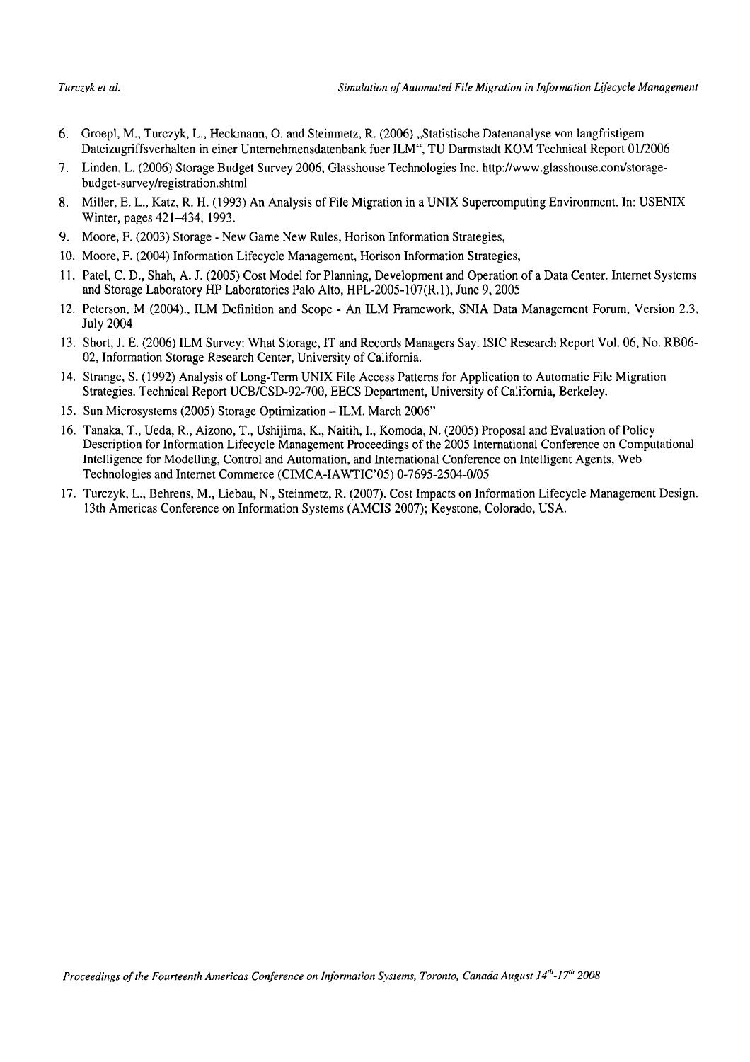6. Groepl, M., Turczyk, L., Heckmann, O. and Steinmetz, R. (2006) „Statistische Datenanalyse von langfristigem Dateizugriffsverhalten in einer Unternehmensdatenbank fuer ILM", TU Darmstadt KOM Technical Report 01/2006
7. Linden, L. (2006) Storage Budget Survey 2006, Glasshouse Technologies Inc. http://www.glasshouse.com/storage-budget-survey/registration.shtml
8. Miller, E. L., Katz, R. H. (1993) An Analysis of File Migration in a UNIX Supercomputing Environment. In: USENIX Winter, pages 421–434, 1993.
9. Moore, F. (2003) Storage - New Game New Rules, Horison Information Strategies,
10. Moore, F. (2004) Information Lifecycle Management, Horison Information Strategies,
11. Patel, C. D., Shah, A. J. (2005) Cost Model for Planning, Development and Operation of a Data Center. Internet Systems and Storage Laboratory HP Laboratories Palo Alto, HPL-2005-107(R.1), June 9, 2005
12. Peterson, M (2004)., ILM Definition and Scope - An ILM Framework, SNIA Data Management Forum, Version 2.3, July 2004
13. Short, J. E. (2006) ILM Survey: What Storage, IT and Records Managers Say. ISIC Research Report Vol. 06, No. RB06-02, Information Storage Research Center, University of California.
14. Strange, S. (1992) Analysis of Long-Term UNIX File Access Patterns for Application to Automatic File Migration Strategies. Technical Report UCB/CSD-92-700, EECS Department, University of California, Berkeley.
15. Sun Microsystems (2005) Storage Optimization – ILM. March 2006"
16. Tanaka, T., Ueda, R., Aizono, T., Ushijima, K., Naitih, I., Komoda, N. (2005) Proposal and Evaluation of Policy Description for Information Lifecycle Management Proceedings of the 2005 International Conference on Computational Intelligence for Modelling, Control and Automation, and International Conference on Intelligent Agents, Web Technologies and Internet Commerce (CIMCA-IAWTIC'05) 0-7695-2504-0/05
17. Turczyk, L., Behrens, M., Liebau, N., Steinmetz, R. (2007). Cost Impacts on Information Lifecycle Management Design. 13th Americas Conference on Information Systems (AMCIS 2007); Keystone, Colorado, USA.